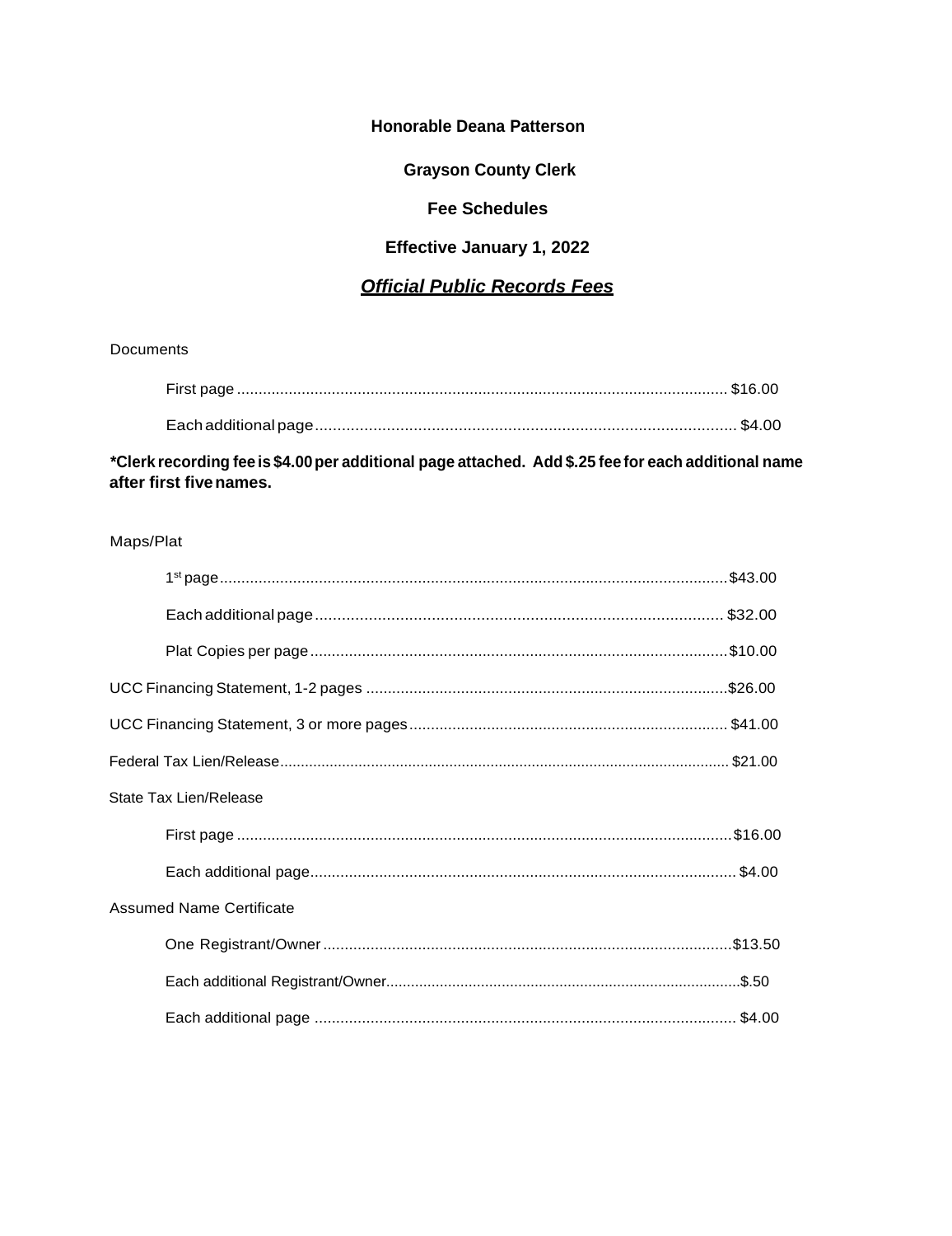**Honorable Deana Patterson**

**Grayson County Clerk**

**Fee Schedules**

**Effective January 1, 2022**

***Official Public Records Fees***

Documents

| | |
|---|---|
| First page | $16.00 |
| Each additional page | $4.00 |

**\*Clerk recording fee is $4.00 per additional page attached. Add $.25 fee for each additional name after first five names.**

Maps/Plat

| | |
|---|---|
| 1st page | $43.00 |
| Each additional page | $32.00 |
| Plat Copies per page | $10.00 |

| | |
|---|---|
| UCC Financing Statement, 1-2 pages | $26.00 |
| UCC Financing Statement, 3 or more pages | $41.00 |
| Federal Tax Lien/Release | $21.00 |

State Tax Lien/Release

| | |
|---|---|
| First page | $16.00 |
| Each additional page | $4.00 |

Assumed Name Certificate

| | |
|---|---|
| One Registrant/Owner | $13.50 |
| Each additional Registrant/Owner | $.50 |
| Each additional page | $4.00 |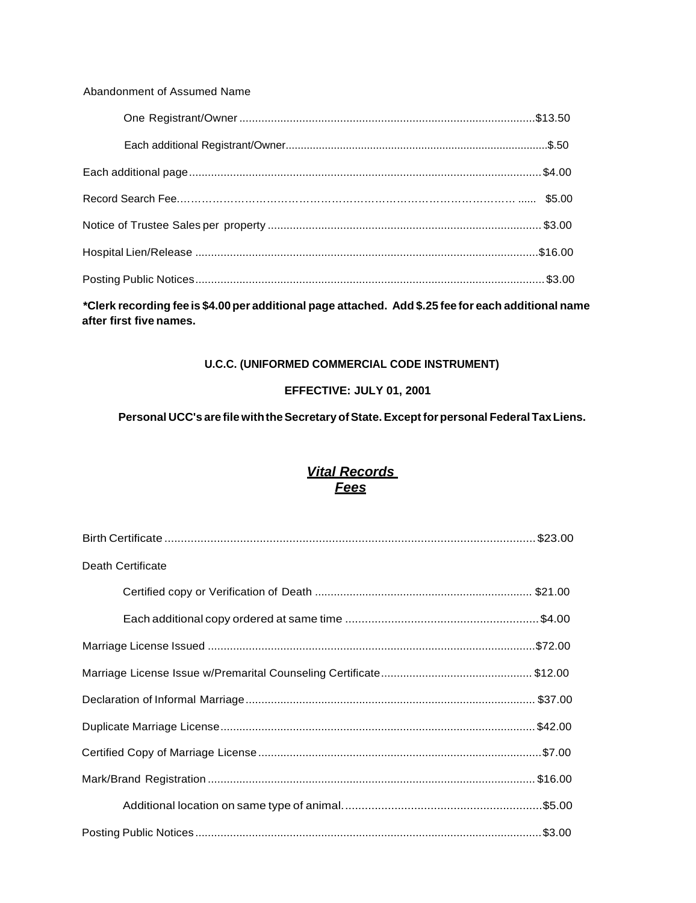Abandonment of Assumed Name

- One Registrant/Owner ............................................................................................ $13.50
- Each additional Registrant/Owner.................................................................................... $.50

Each additional page.............................................................................................................. $4.00

Record Search Fee……………………………………………………………………………… ...... $5.00

Notice of Trustee Sales per property ...................................................................................... $3.00

Hospital Lien/Release ............................................................................................................ $16.00

Posting Public Notices............................................................................................................. $3.00

**\*Clerk recording fee is $4.00 per additional page attached. Add $.25 fee for each additional name after first five names.**

**U.C.C. (UNIFORMED COMMERCIAL CODE INSTRUMENT)**

**EFFECTIVE: JULY 01, 2001**

**Personal UCC's are file with the Secretary of State. Except for personal Federal Tax Liens.**

## ***Vital Records Fees***

Birth Certificate ................................................................................................................. $23.00

Death Certificate

- Certified copy or Verification of Death .................................................................... $21.00
- Each additional copy ordered at same time ........................................................... $4.00

Marriage License Issued ...................................................................................................... $72.00

Marriage License Issue w/Premarital Counseling Certificate............................................... $12.00

Declaration of Informal Marriage ........................................................................................... $37.00

Duplicate Marriage License.................................................................................................. $42.00

Certified Copy of Marriage License ......................................................................................... $7.00

Mark/Brand Registration ...................................................................................................... $16.00

- Additional location on same type of animal. ............................................................ $5.00

Posting Public Notices............................................................................................................. $3.00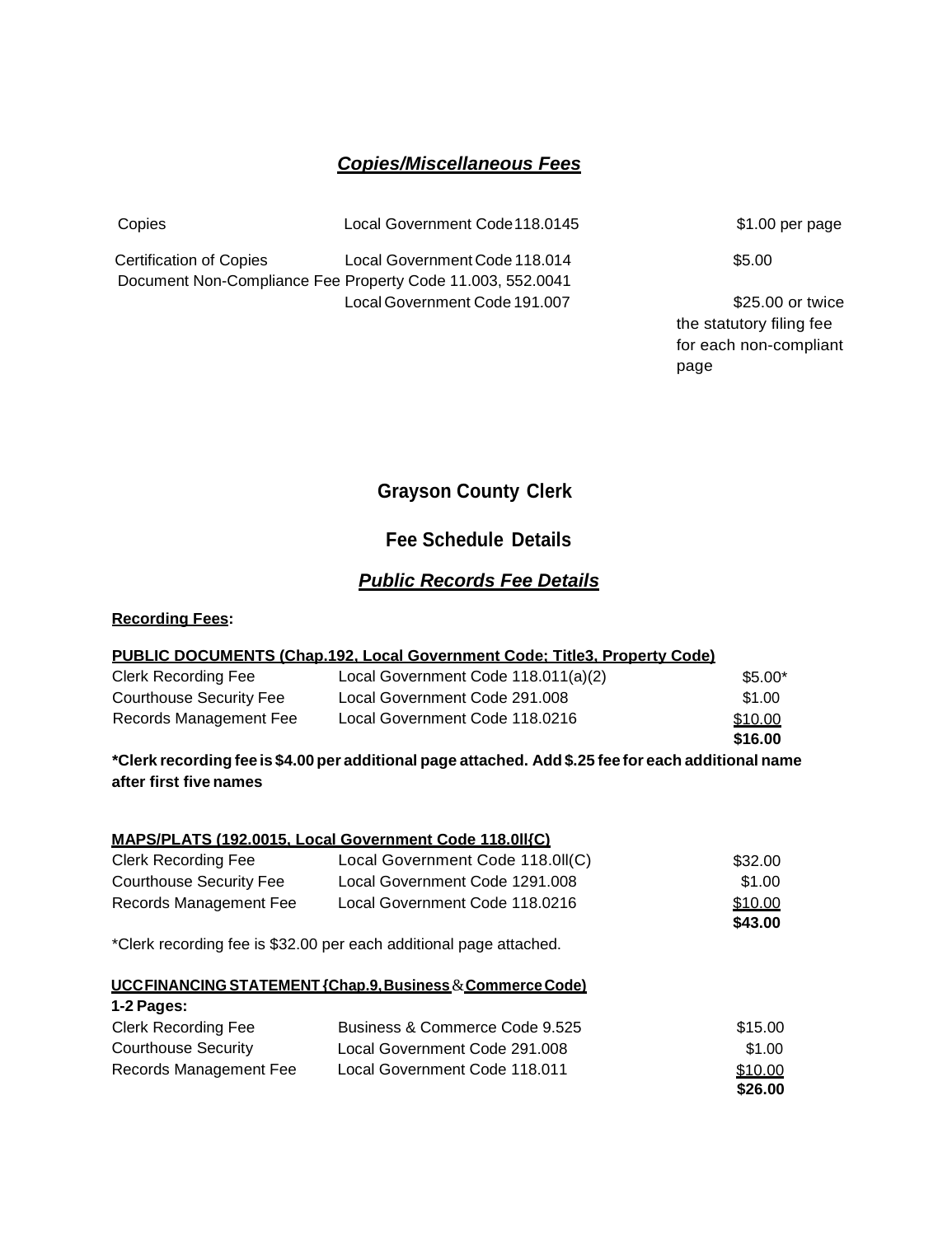## ***Copies/Miscellaneous Fees***

| | | |
|---|---|---|
| Copies | Local Government Code 118.0145 | $1.00 per page |
| Certification of Copies | Local Government Code 118.014 | $5.00 |
| Document Non-Compliance Fee | Property Code 11.003, 552.0041 Local Government Code 191.007 | $25.00 or twice the statutory filing fee for each non-compliant page |

# Grayson County Clerk

## Fee Schedule Details

## ***Public Records Fee Details***

**Recording Fees:**

**PUBLIC DOCUMENTS (Chap.192, Local Government Code; Title3, Property Code)**

| | | |
|---|---|---|
| Clerk Recording Fee | Local Government Code 118.011(a)(2) | $5.00* |
| Courthouse Security Fee | Local Government Code 291.008 | $1.00 |
| Records Management Fee | Local Government Code 118.0216 | $10.00 |
| | | **$16.00** |

**\*Clerk recording fee is $4.00 per additional page attached. Add $.25 fee for each additional name after first five names**

**MAPS/PLATS (192.0015, Local Government Code 118.0ll{C)**

| | | |
|---|---|---|
| Clerk Recording Fee | Local Government Code 118.0ll(C) | $32.00 |
| Courthouse Security Fee | Local Government Code 1291.008 | $1.00 |
| Records Management Fee | Local Government Code 118.0216 | $10.00 |
| | | **$43.00** |

*Clerk recording fee is $32.00 per each additional page attached.

**UCC FINANCING STATEMENT {Chap.9, Business & Commerce Code)**

**1-2 Pages:**

| | | |
|---|---|---|
| Clerk Recording Fee | Business & Commerce Code 9.525 | $15.00 |
| Courthouse Security | Local Government Code 291.008 | $1.00 |
| Records Management Fee | Local Government Code 118.011 | $10.00 |
| | | **$26.00** |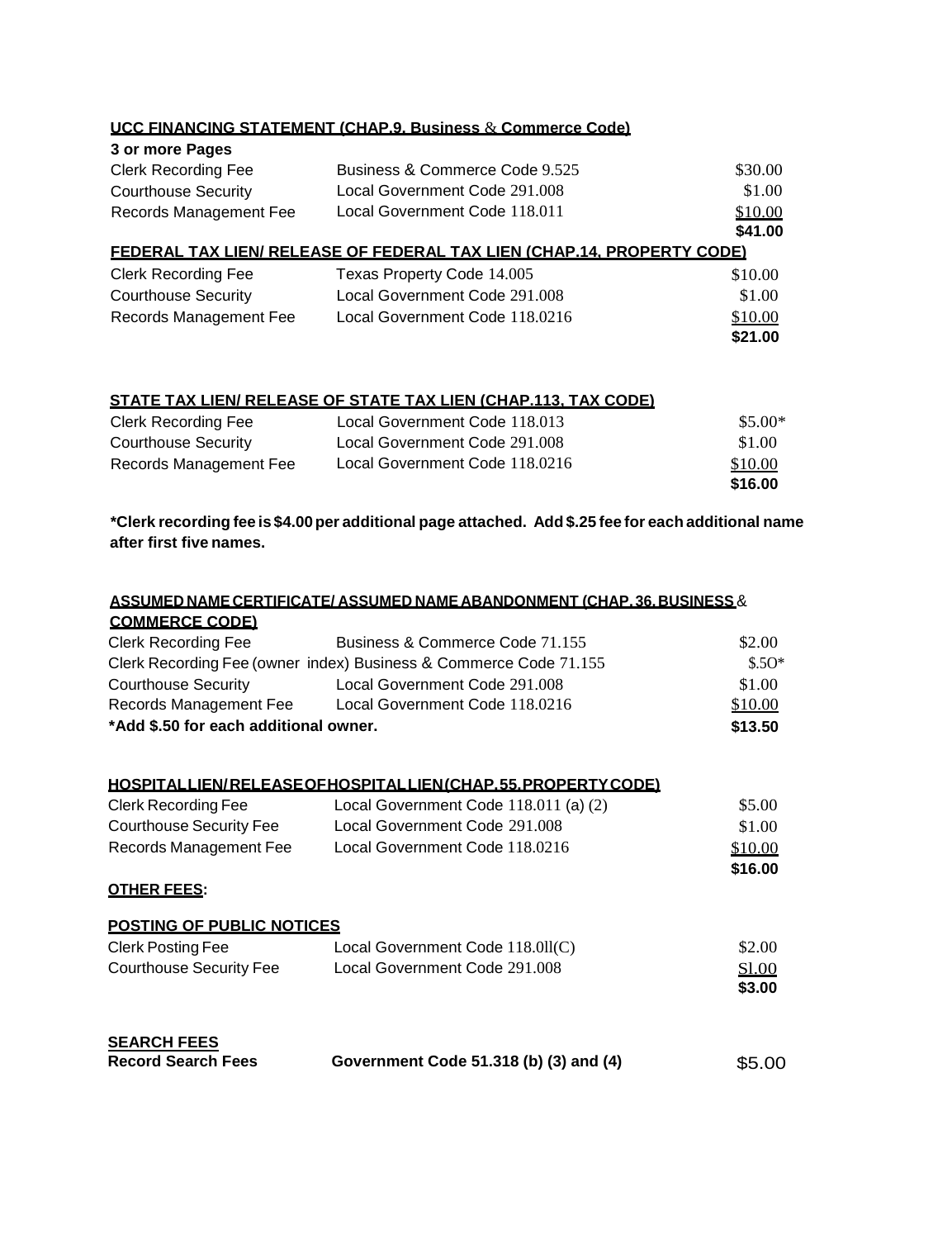**UCC FINANCING STATEMENT (CHAP.9. Business & Commerce Code)**

**3 or more Pages**

| | | |
|---|---|---|
| Clerk Recording Fee | Business & Commerce Code 9.525 | $30.00 |
| Courthouse Security | Local Government Code 291.008 | $1.00 |
| Records Management Fee | Local Government Code 118.011 | $10.00 |
| | | **$41.00** |

**FEDERAL TAX LIEN/ RELEASE OF FEDERAL TAX LIEN (CHAP.14, PROPERTY CODE)**

| | | |
|---|---|---|
| Clerk Recording Fee | Texas Property Code 14.005 | $10.00 |
| Courthouse Security | Local Government Code 291.008 | $1.00 |
| Records Management Fee | Local Government Code 118.0216 | $10.00 |
| | | **$21.00** |

**STATE TAX LIEN/ RELEASE OF STATE TAX LIEN (CHAP.113, TAX CODE)**

| | | |
|---|---|---|
| Clerk Recording Fee | Local Government Code 118.013 | $5.00* |
| Courthouse Security | Local Government Code 291.008 | $1.00 |
| Records Management Fee | Local Government Code 118.0216 | $10.00 |
| | | **$16.00** |

**\*Clerk recording fee is $4.00 per additional page attached. Add $.25 fee for each additional name after first five names.**

**ASSUMED NAME CERTIFICATE/ ASSUMED NAME ABANDONMENT (CHAP. 36, BUSINESS & COMMERCE CODE)**

| | | |
|---|---|---|
| Clerk Recording Fee | Business & Commerce Code 71.155 | $2.00 |
| Clerk Recording Fee (owner index) | Business & Commerce Code 71.155 | $.5O* |
| Courthouse Security | Local Government Code 291.008 | $1.00 |
| Records Management Fee | Local Government Code 118.0216 | $10.00 |
| **\*Add $.50 for each additional owner.** | | **$13.50** |

**HOSPITAL LIEN/ RELEASE OF HOSPITAL LIEN (CHAP.55, PROPERTY CODE)**

| | | |
|---|---|---|
| Clerk Recording Fee | Local Government Code 118.011 (a) (2) | $5.00 |
| Courthouse Security Fee | Local Government Code 291.008 | $1.00 |
| Records Management Fee | Local Government Code 118.0216 | $10.00 |
| | | **$16.00** |

**OTHER FEES:**

**POSTING OF PUBLIC NOTICES**

| | | |
|---|---|---|
| Clerk Posting Fee | Local Government Code 118.0ll(C) | $2.00 |
| Courthouse Security Fee | Local Government Code 291.008 | Sl.00 |
| | | **$3.00** |

**SEARCH FEES**

| | | |
|---|---|---|
| **Record Search Fees** | **Government Code 51.318 (b) (3) and (4)** | $5.00 |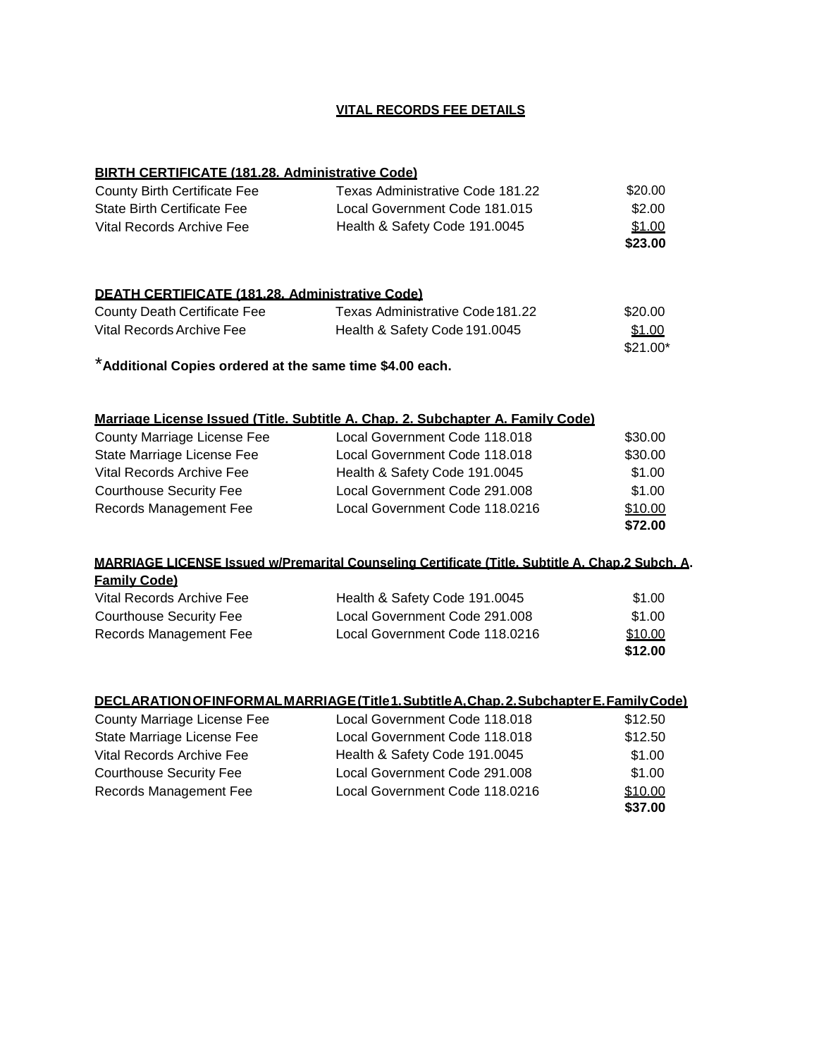**VITAL RECORDS FEE DETAILS**

**BIRTH CERTIFICATE (181.28. Administrative Code)**

| | | |
|---|---|---|
| County Birth Certificate Fee | Texas Administrative Code 181.22 | $20.00 |
| State Birth Certificate Fee | Local Government Code 181.015 | $2.00 |
| Vital Records Archive Fee | Health & Safety Code 191.0045 | $1.00 |
| | | **$23.00** |

**DEATH CERTIFICATE (181.28. Administrative Code)**

| | | |
|---|---|---|
| County Death Certificate Fee | Texas Administrative Code 181.22 | $20.00 |
| Vital Records Archive Fee | Health & Safety Code 191.0045 | $1.00 |
| | | $21.00* |

\***Additional Copies ordered at the same time $4.00 each.**

**Marriage License Issued (Title. Subtitle A. Chap. 2. Subchapter A. Family Code)**

| | | |
|---|---|---|
| County Marriage License Fee | Local Government Code 118.018 | $30.00 |
| State Marriage License Fee | Local Government Code 118.018 | $30.00 |
| Vital Records Archive Fee | Health & Safety Code 191.0045 | $1.00 |
| Courthouse Security Fee | Local Government Code 291.008 | $1.00 |
| Records Management Fee | Local Government Code 118.0216 | $10.00 |
| | | **$72.00** |

**MARRIAGE LICENSE Issued w/Premarital Counseling Certificate (Title. Subtitle A. Chap.2 Subch. A. Family Code)**

| | | |
|---|---|---|
| Vital Records Archive Fee | Health & Safety Code 191.0045 | $1.00 |
| Courthouse Security Fee | Local Government Code 291.008 | $1.00 |
| Records Management Fee | Local Government Code 118.0216 | $10.00 |
| | | **$12.00** |

**DECLARATION OF INFORMAL MARRIAGE (Title 1. Subtitle A, Chap. 2. Subchapter E. Family Code)**

| | | |
|---|---|---|
| County Marriage License Fee | Local Government Code 118.018 | $12.50 |
| State Marriage License Fee | Local Government Code 118.018 | $12.50 |
| Vital Records Archive Fee | Health & Safety Code 191.0045 | $1.00 |
| Courthouse Security Fee | Local Government Code 291.008 | $1.00 |
| Records Management Fee | Local Government Code 118.0216 | $10.00 |
| | | **$37.00** |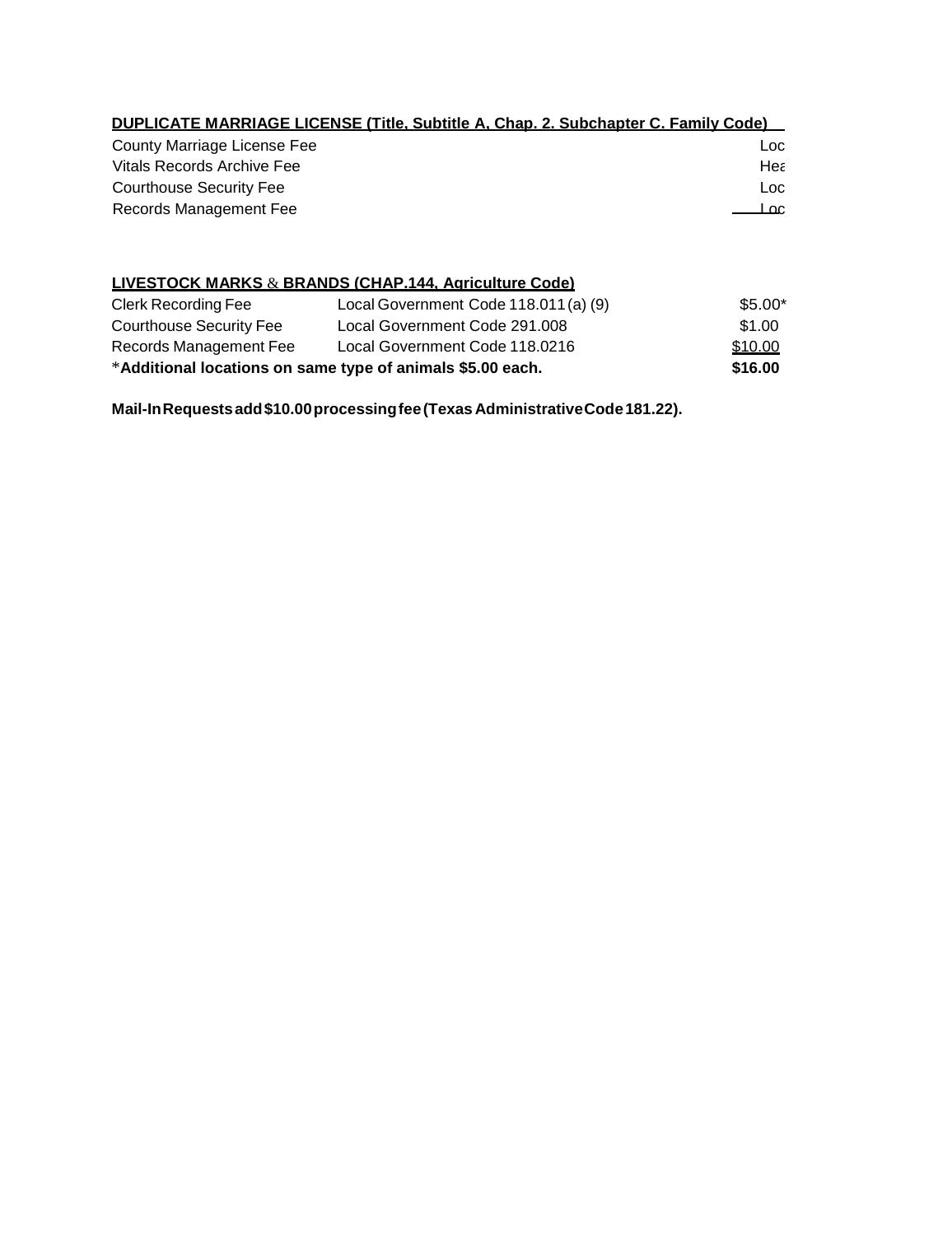**DUPLICATE MARRIAGE LICENSE (Title, Subtitle A, Chap. 2. Subchapter C. Family Code)**

| | |
|---|---|
| County Marriage License Fee | Loc |
| Vitals Records Archive Fee | Hea |
| Courthouse Security Fee | Loc |
| Records Management Fee | Loc |

**LIVESTOCK MARKS & BRANDS (CHAP.144, Agriculture Code)**

| | | |
|---|---|---|
| Clerk Recording Fee | Local Government Code 118.011 (a) (9) | $5.00* |
| Courthouse Security Fee | Local Government Code 291.008 | $1.00 |
| Records Management Fee | Local Government Code 118.0216 | $10.00 |
| ***Additional locations on same type of animals $5.00 each.** | | **$16.00** |

**Mail-In Requests add $10.00 processing fee (Texas Administrative Code 181.22).**